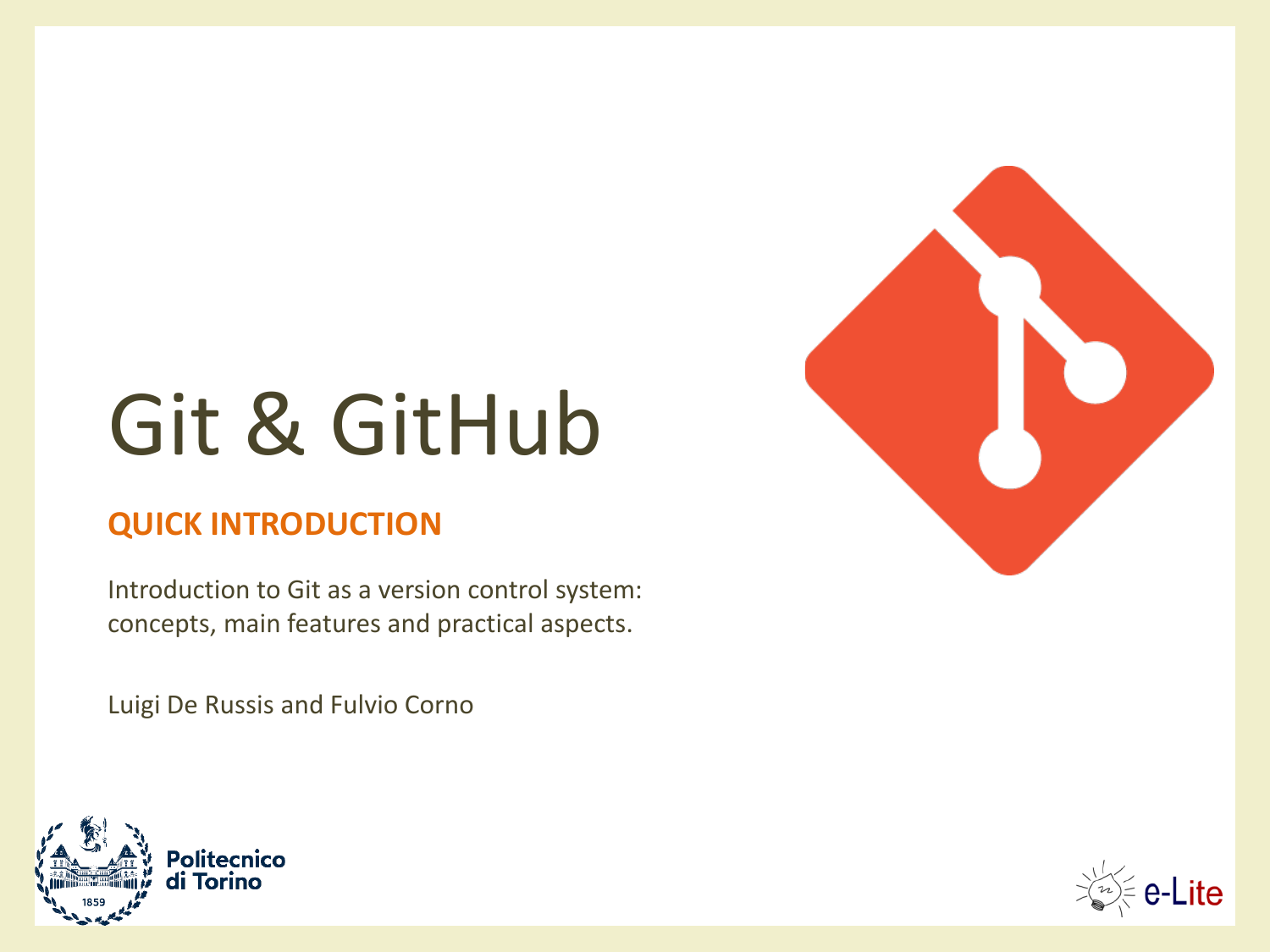# Git & GitHub

## QUICK INTRODUCTION

Introduction to Git as a version control system: concepts, main features and practical aspects.

Luigi De Russis and Fulvio Corno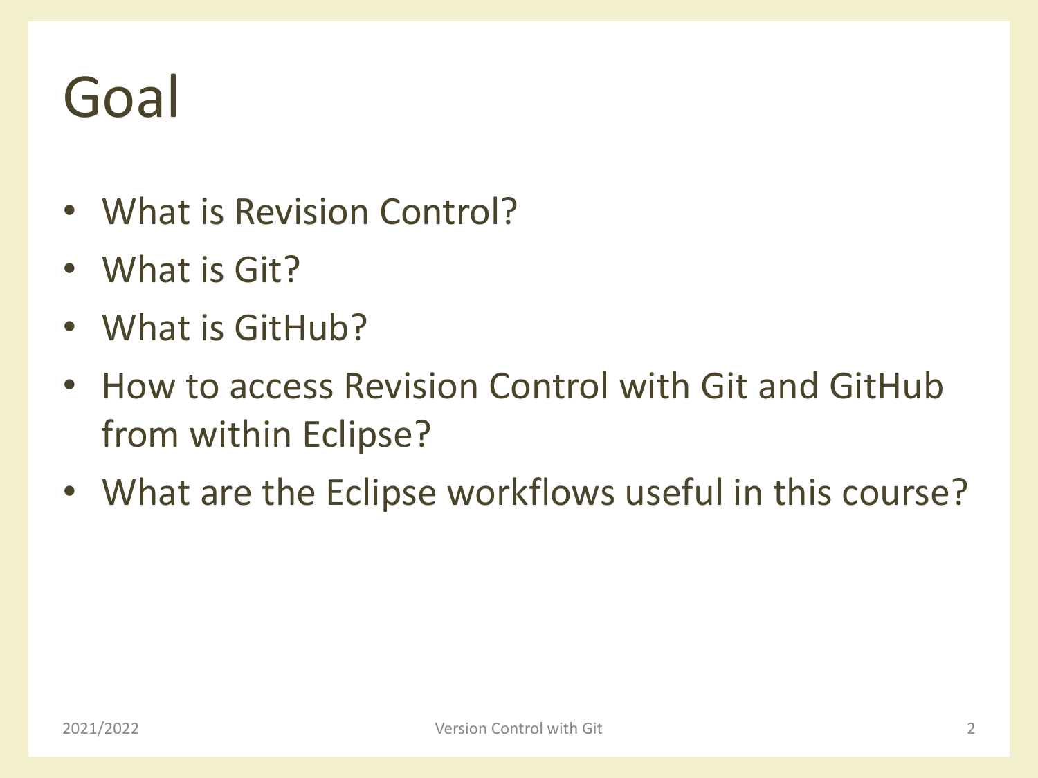# Goal

- What is Revision Control?
- What is Git?
- What is GitHub?
- How to access Revision Control with Git and GitHub from within Eclipse?
- What are the Eclipse workflows useful in this course?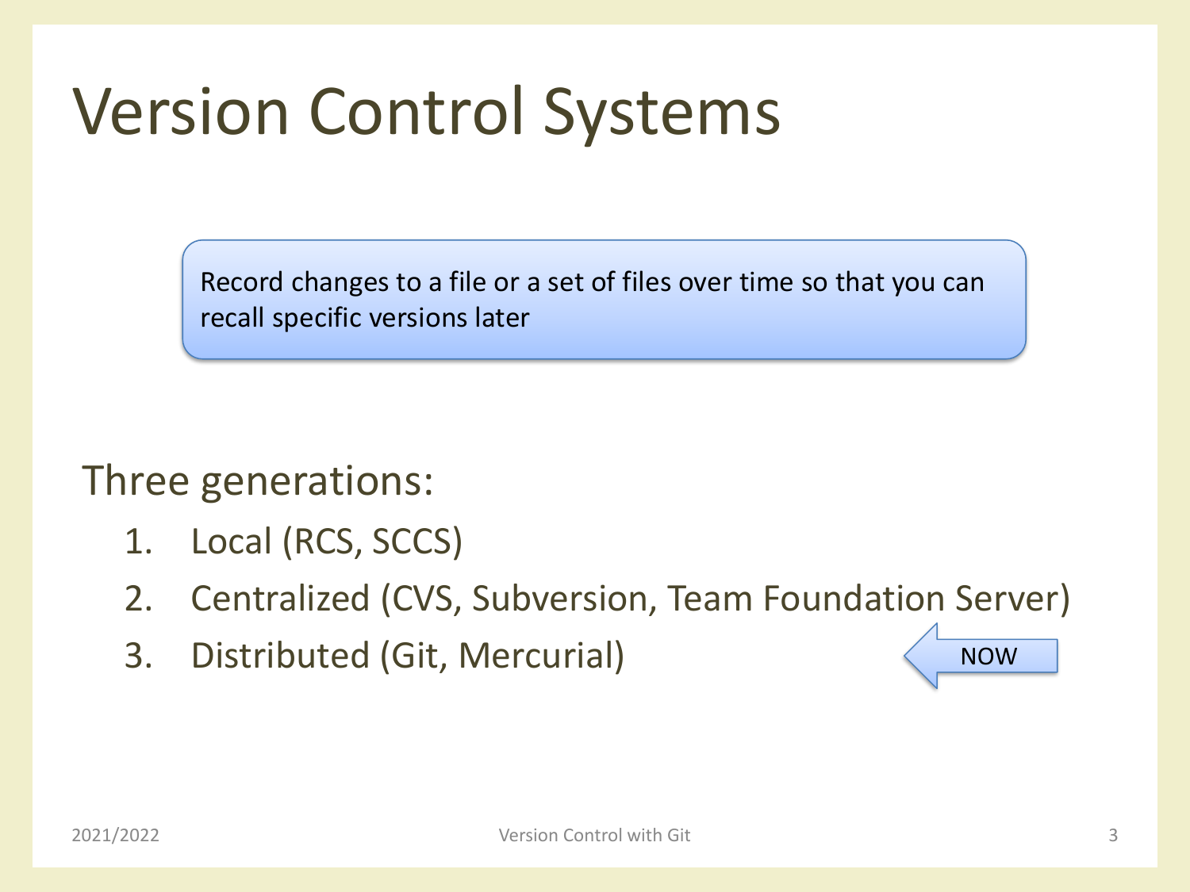# Version Control Systems

Record changes to a file or a set of files over time so that you can recall specific versions later

Three generations:

1. Local (RCS, SCCS)
2. Centralized (CVS, Subversion, Team Foundation Server)
3. Distributed (Git, Mercurial) ← NOW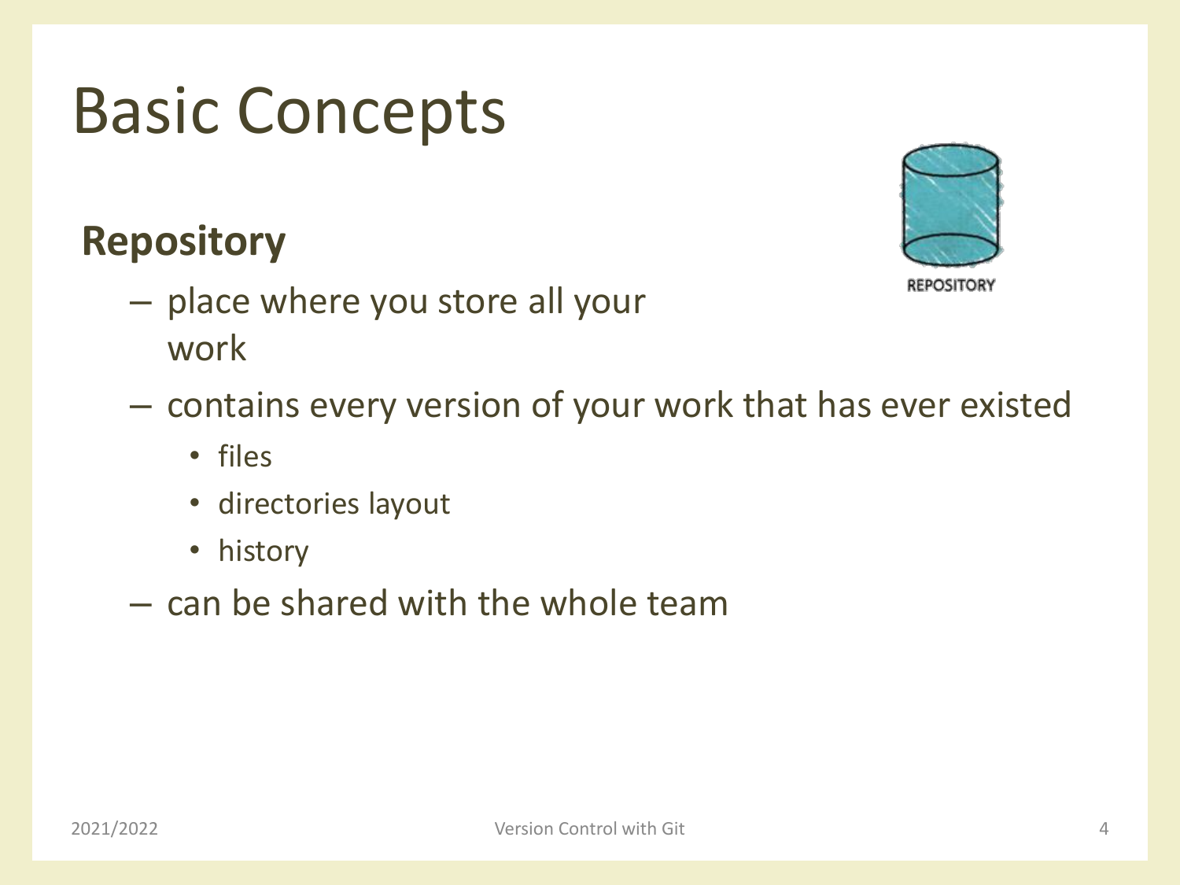# Basic Concepts

**Repository**

- place where you store all your work
- contains every version of your work that has ever existed
  - files
  - directories layout
  - history
- can be shared with the whole team

REPOSITORY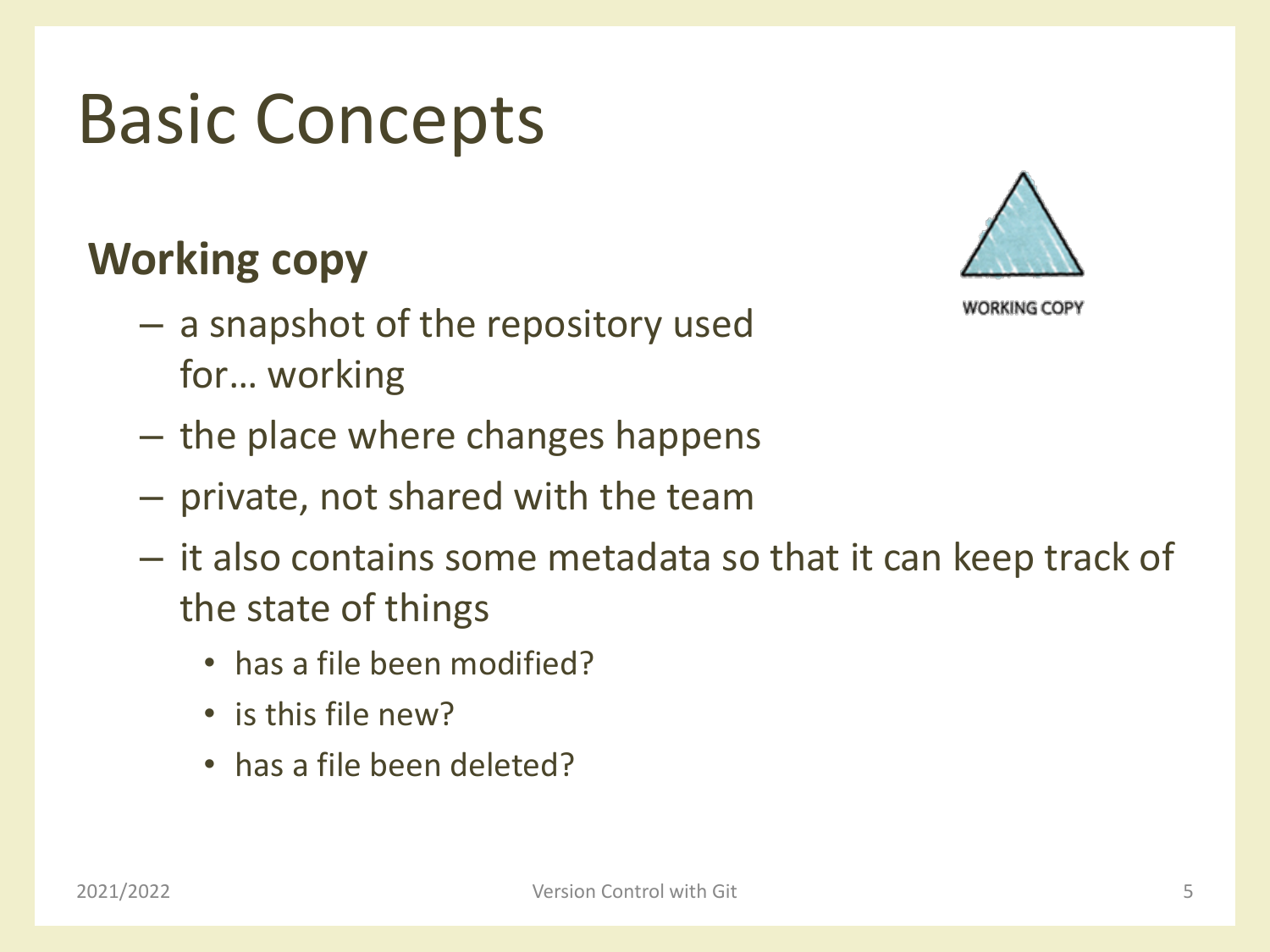# Basic Concepts

## Working copy

- a snapshot of the repository used for… working
- the place where changes happens
- private, not shared with the team
- it also contains some metadata so that it can keep track of the state of things
  - has a file been modified?
  - is this file new?
  - has a file been deleted?

WORKING COPY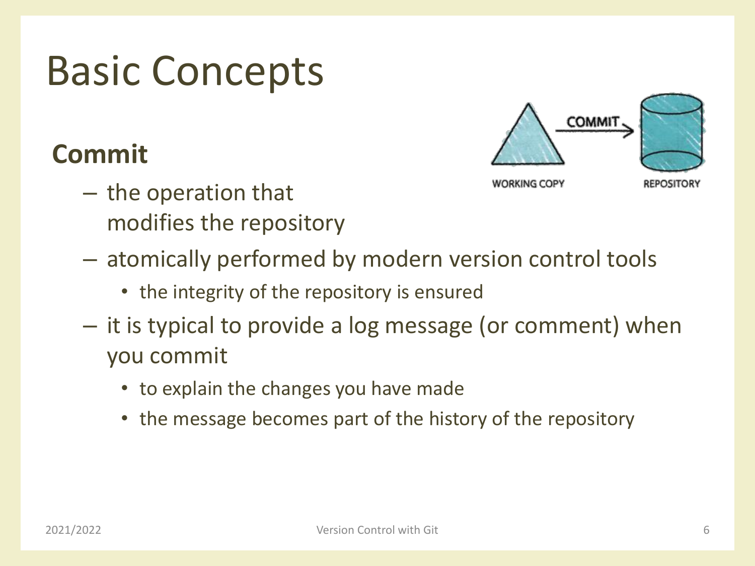# Basic Concepts

## Commit

- the operation that modifies the repository
- atomically performed by modern version control tools
  - the integrity of the repository is ensured
- it is typical to provide a log message (or comment) when you commit
  - to explain the changes you have made
  - the message becomes part of the history of the repository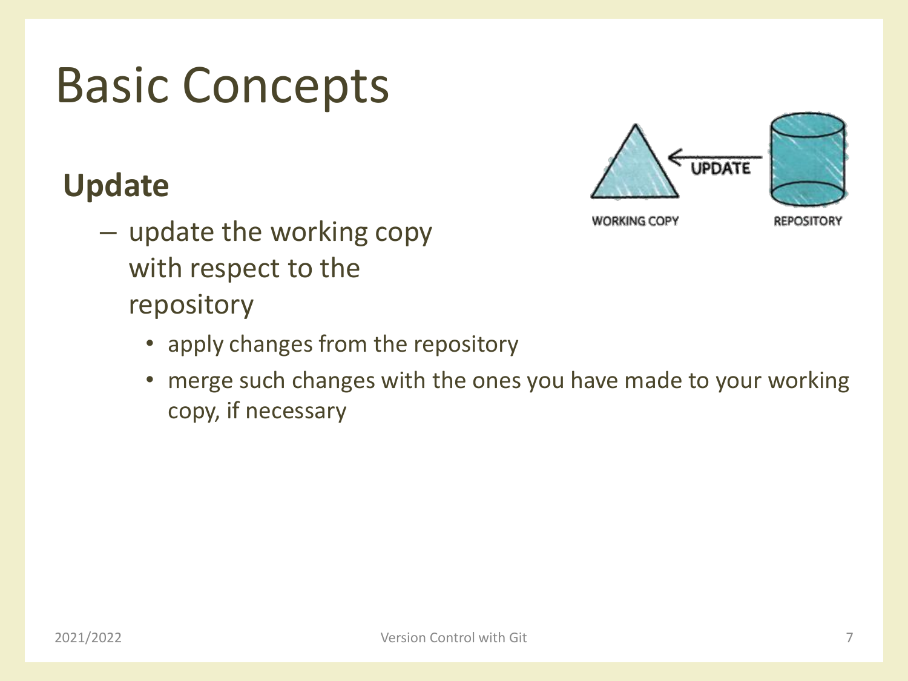# Basic Concepts

## Update

- update the working copy with respect to the repository
  - apply changes from the repository
  - merge such changes with the ones you have made to your working copy, if necessary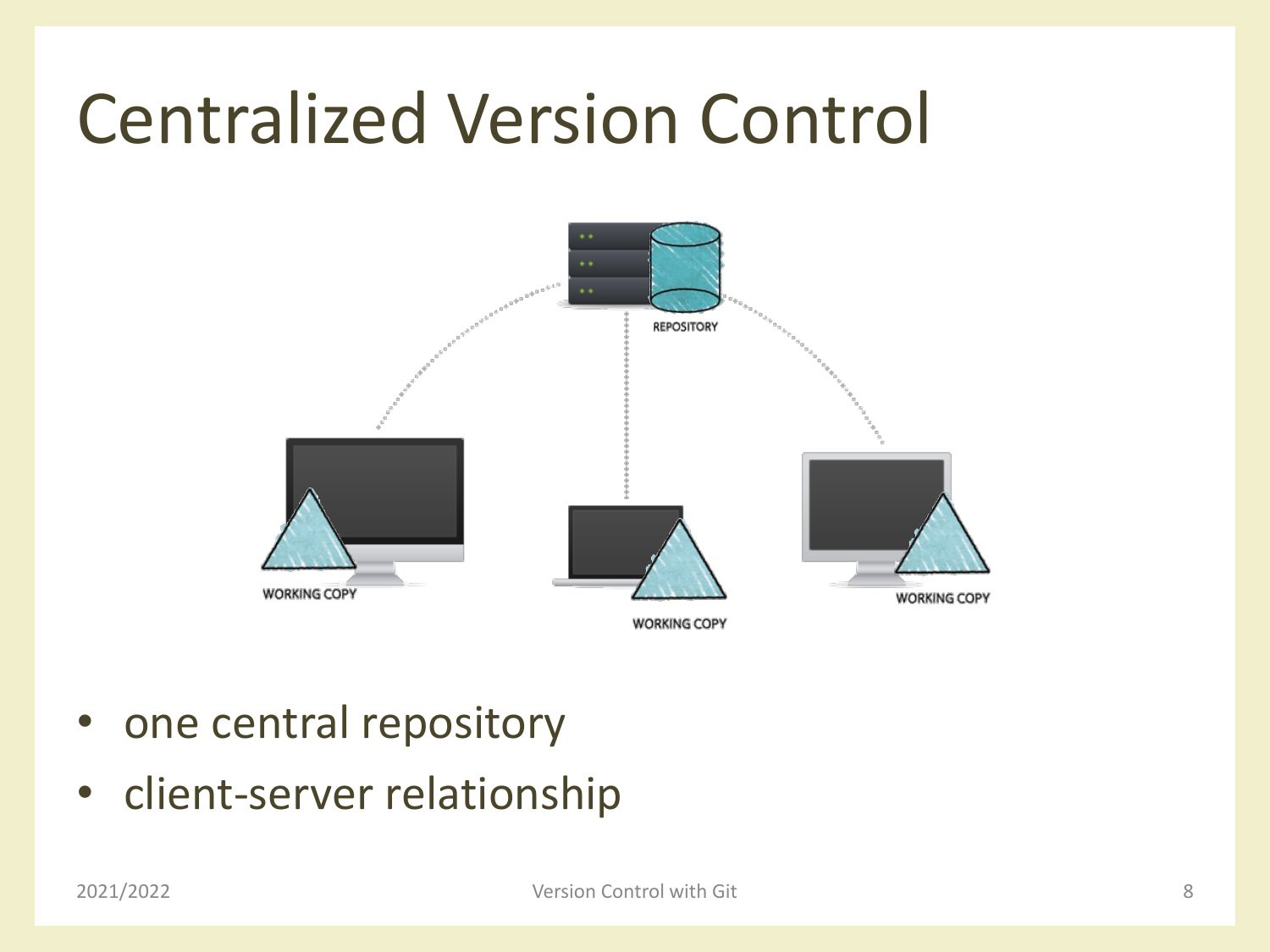# Centralized Version Control

- one central repository
- client-server relationship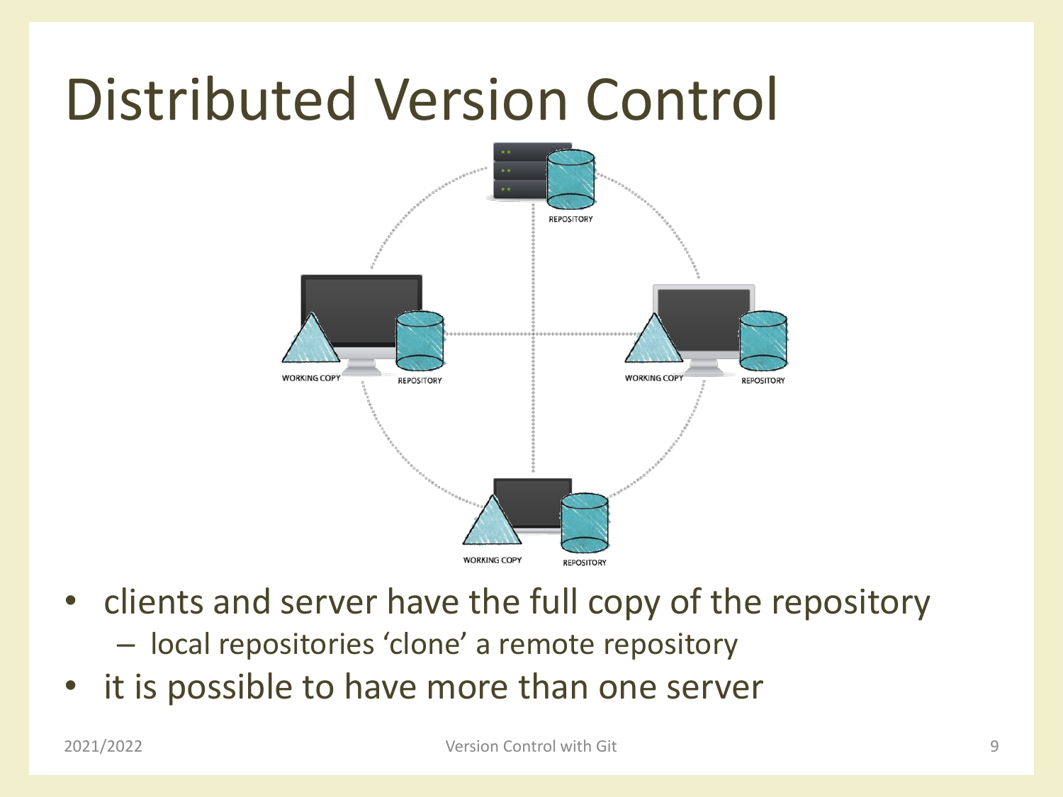# Distributed Version Control

- clients and server have the full copy of the repository
  - local repositories ‘clone’ a remote repository
- it is possible to have more than one server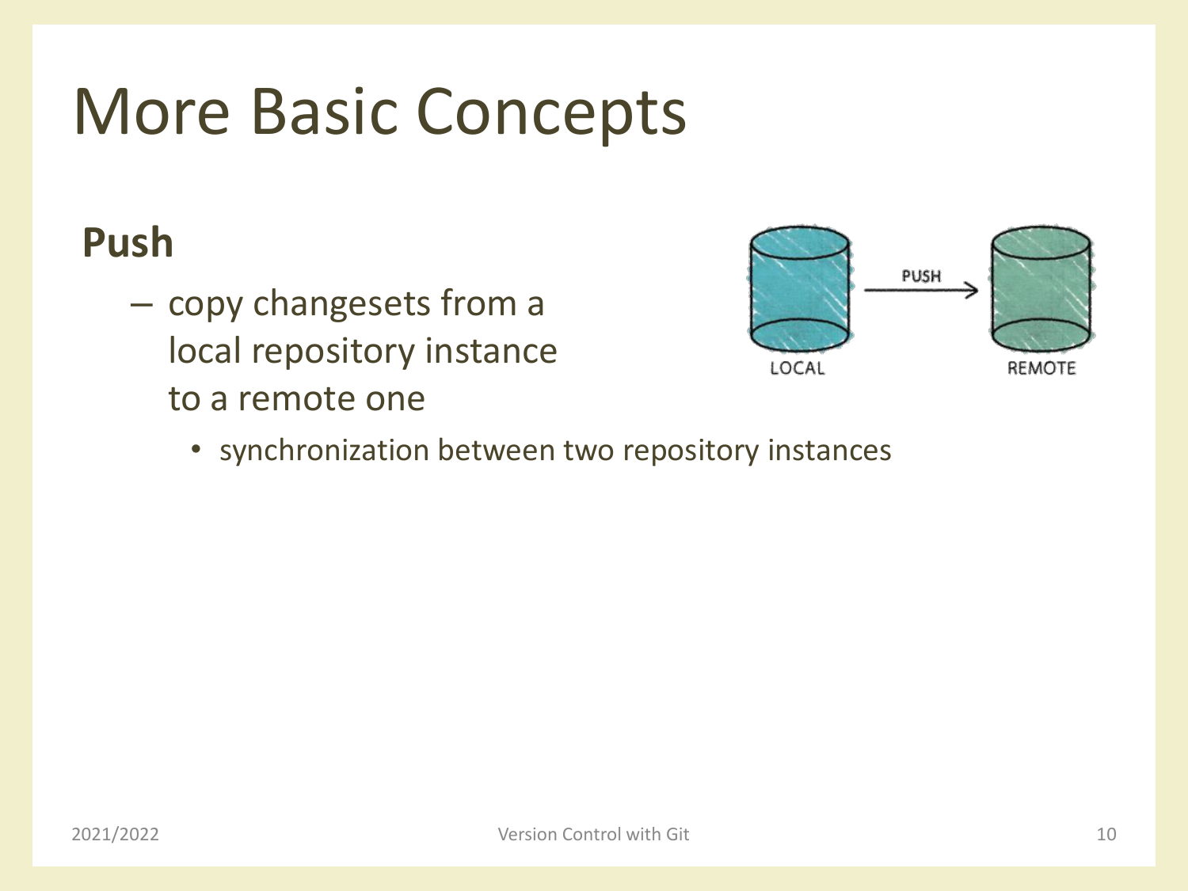# More Basic Concepts

**Push**

- copy changesets from a local repository instance to a remote one
  - synchronization between two repository instances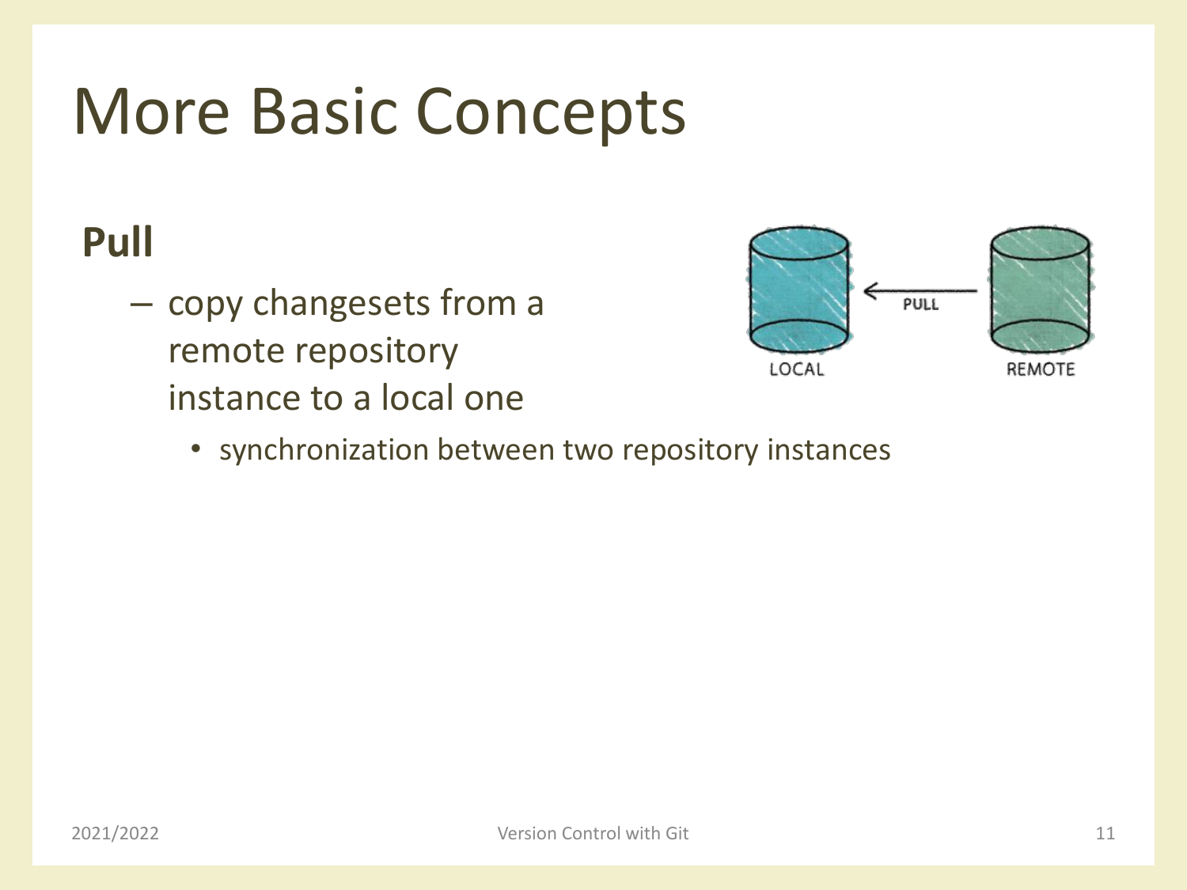# More Basic Concepts

**Pull**

- copy changesets from a remote repository instance to a local one
  - synchronization between two repository instances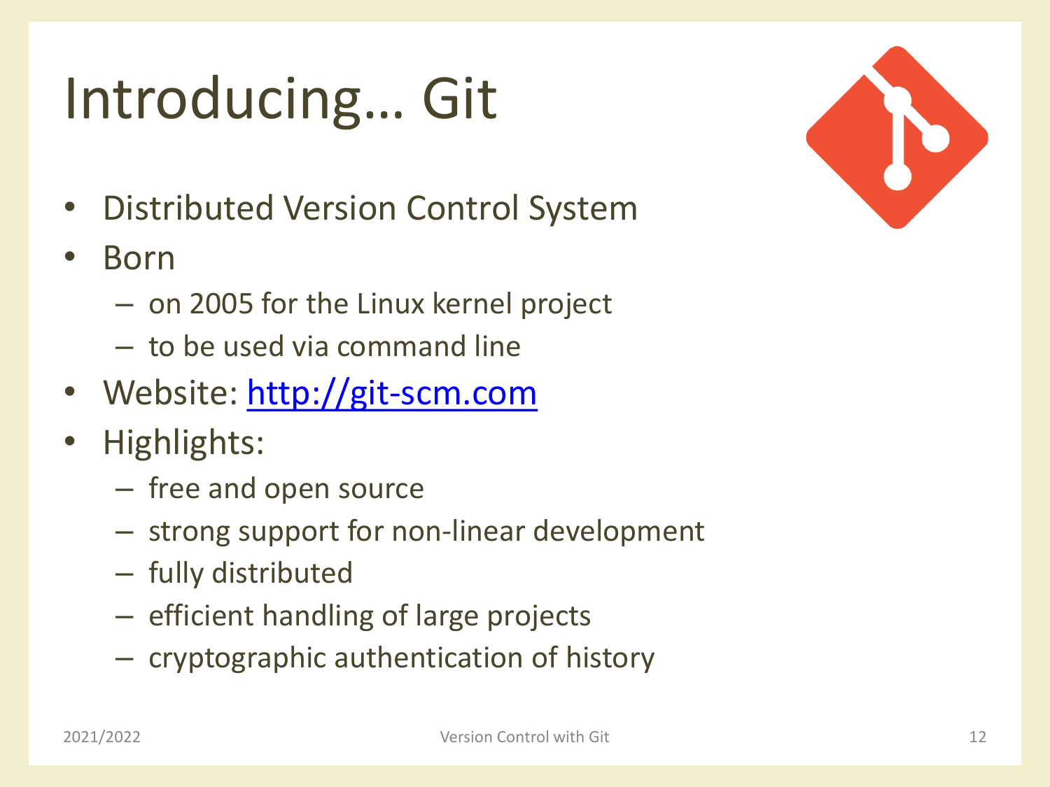# Introducing… Git

- Distributed Version Control System
- Born
  - on 2005 for the Linux kernel project
  - to be used via command line
- Website: [http://git-scm.com](http://git-scm.com)
- Highlights:
  - free and open source
  - strong support for non-linear development
  - fully distributed
  - efficient handling of large projects
  - cryptographic authentication of history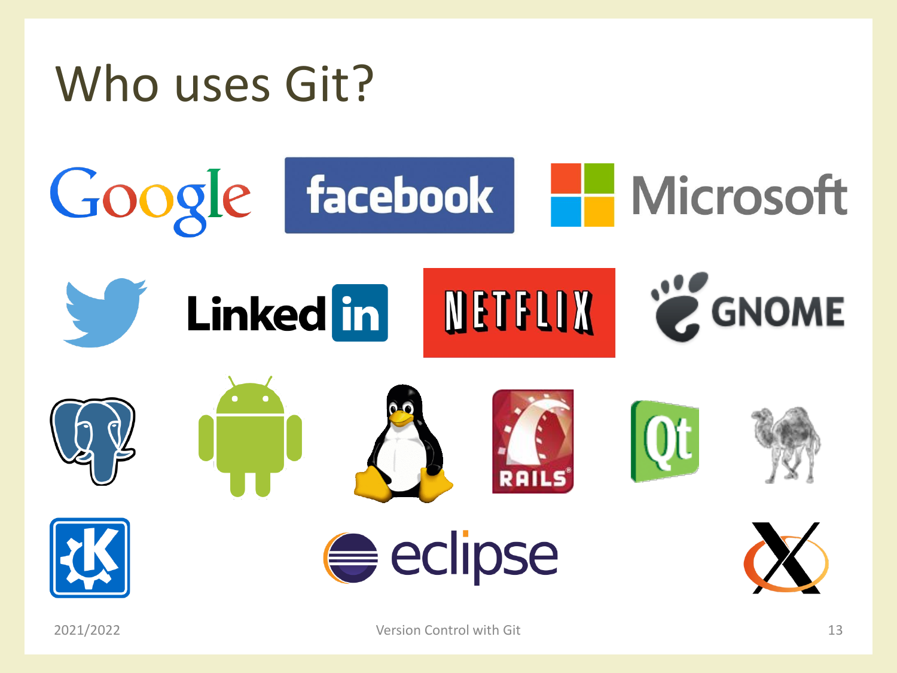# Who uses Git?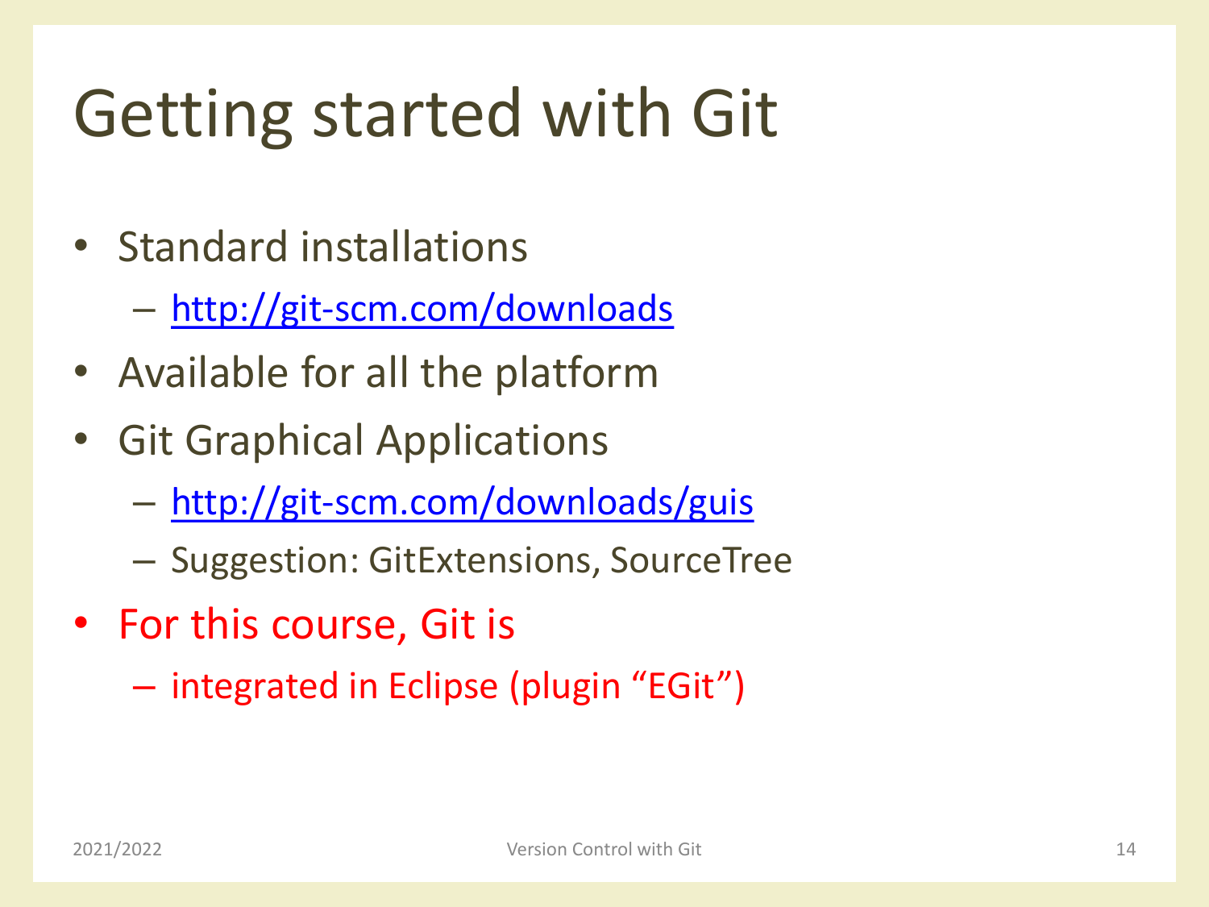# Getting started with Git

- Standard installations
  - http://git-scm.com/downloads
- Available for all the platform
- Git Graphical Applications
  - http://git-scm.com/downloads/guis
  - Suggestion: GitExtensions, SourceTree
- For this course, Git is
  - integrated in Eclipse (plugin "EGit")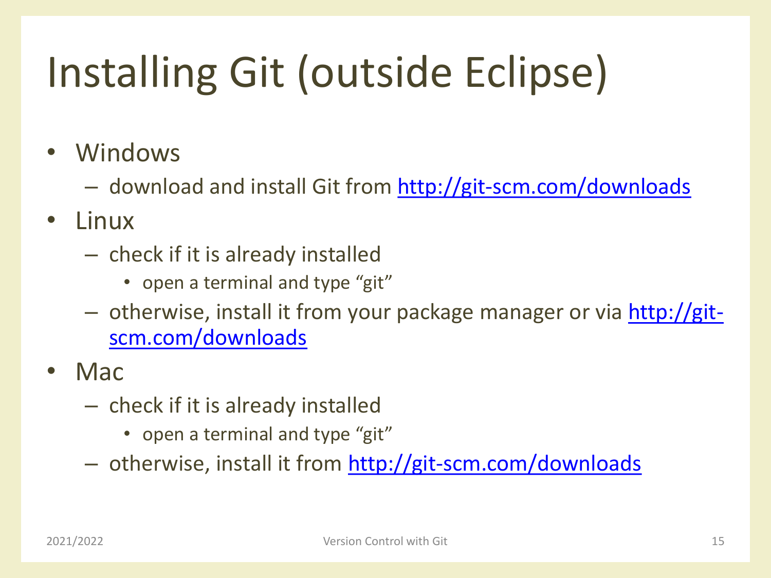# Installing Git (outside Eclipse)

- Windows
  - download and install Git from http://git-scm.com/downloads
- Linux
  - check if it is already installed
    - open a terminal and type "git"
  - otherwise, install it from your package manager or via http://git-scm.com/downloads
- Mac
  - check if it is already installed
    - open a terminal and type "git"
  - otherwise, install it from http://git-scm.com/downloads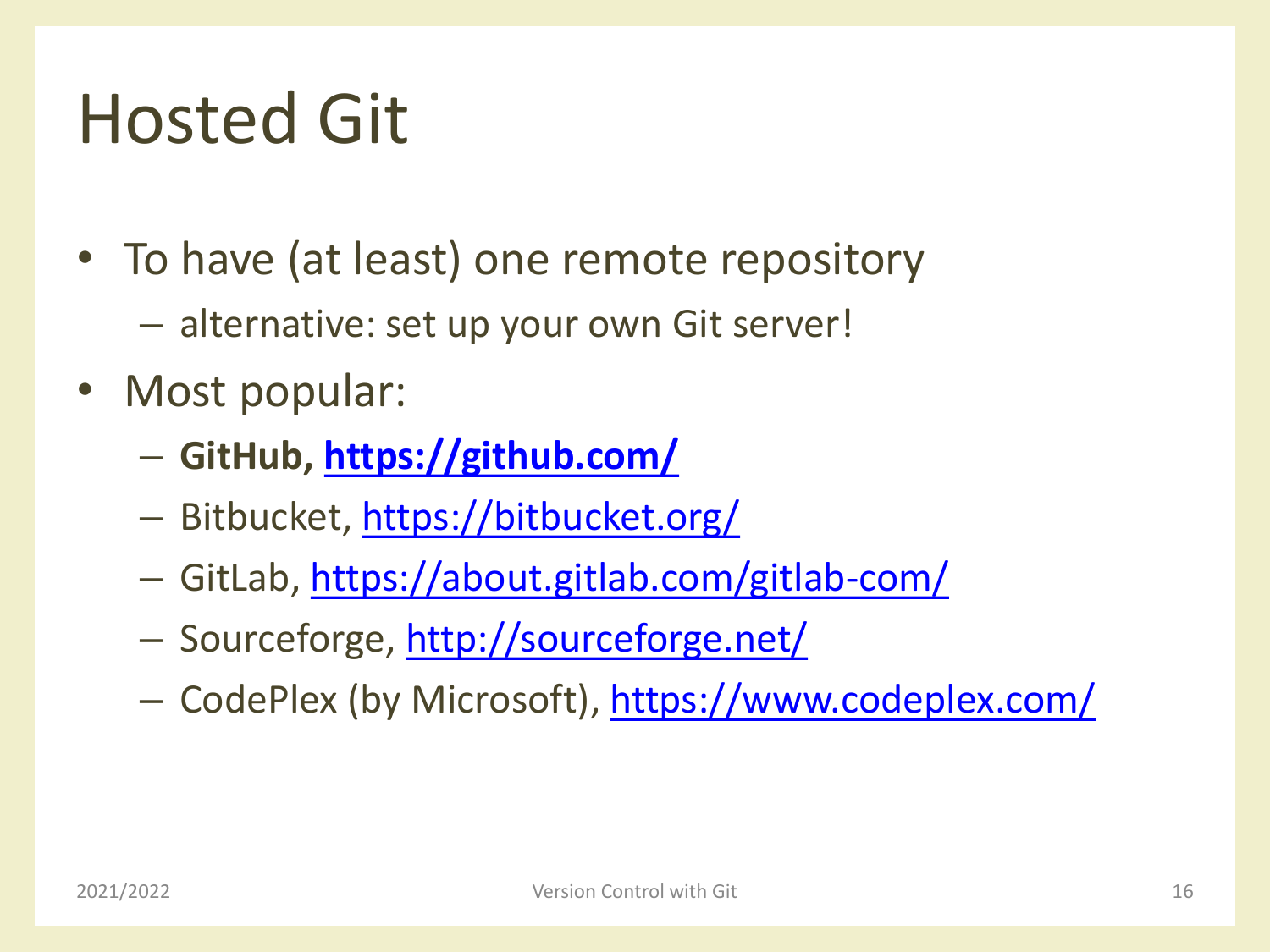# Hosted Git

- To have (at least) one remote repository
  - alternative: set up your own Git server!
- Most popular:
  - **GitHub, https://github.com/**
  - Bitbucket, https://bitbucket.org/
  - GitLab, https://about.gitlab.com/gitlab-com/
  - Sourceforge, http://sourceforge.net/
  - CodePlex (by Microsoft), https://www.codeplex.com/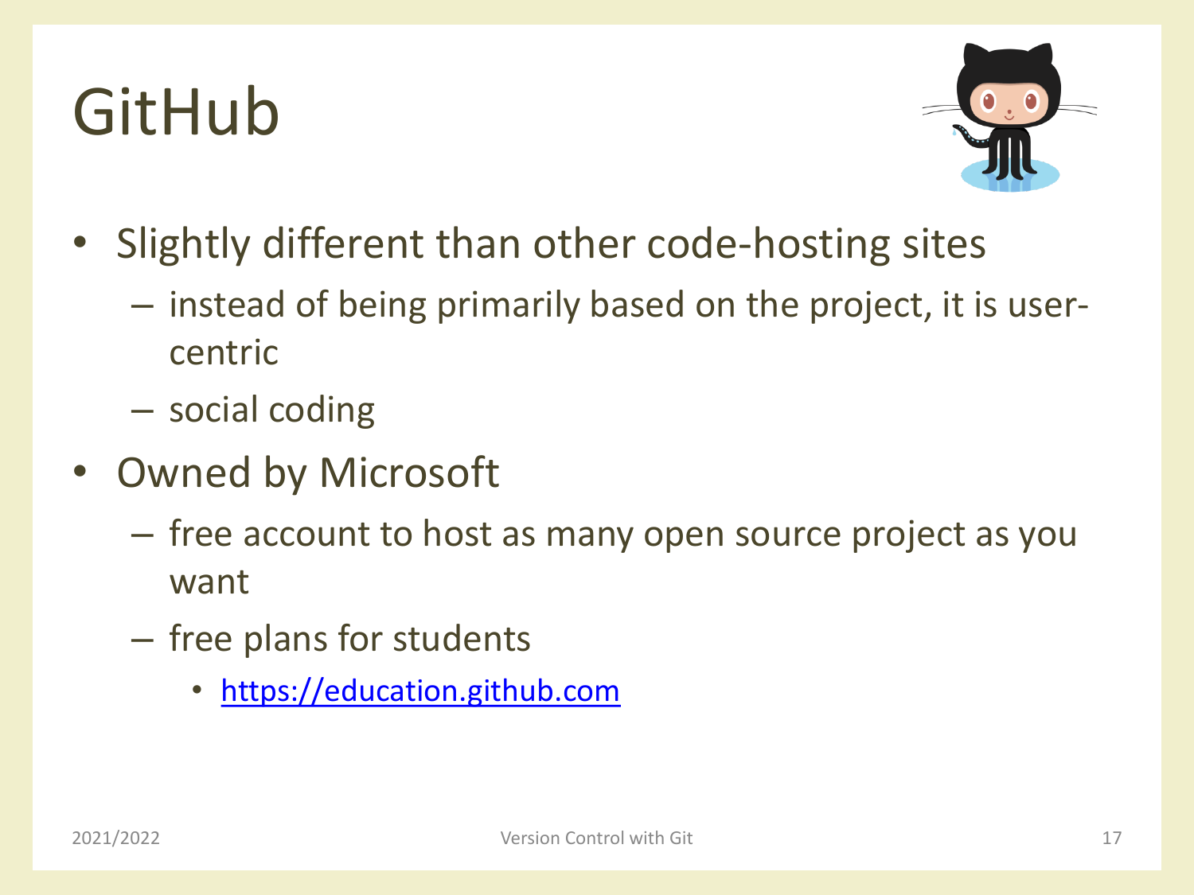# GitHub

- Slightly different than other code-hosting sites
  - instead of being primarily based on the project, it is user-centric
  - social coding
- Owned by Microsoft
  - free account to host as many open source project as you want
  - free plans for students
    - [https://education.github.com](https://education.github.com)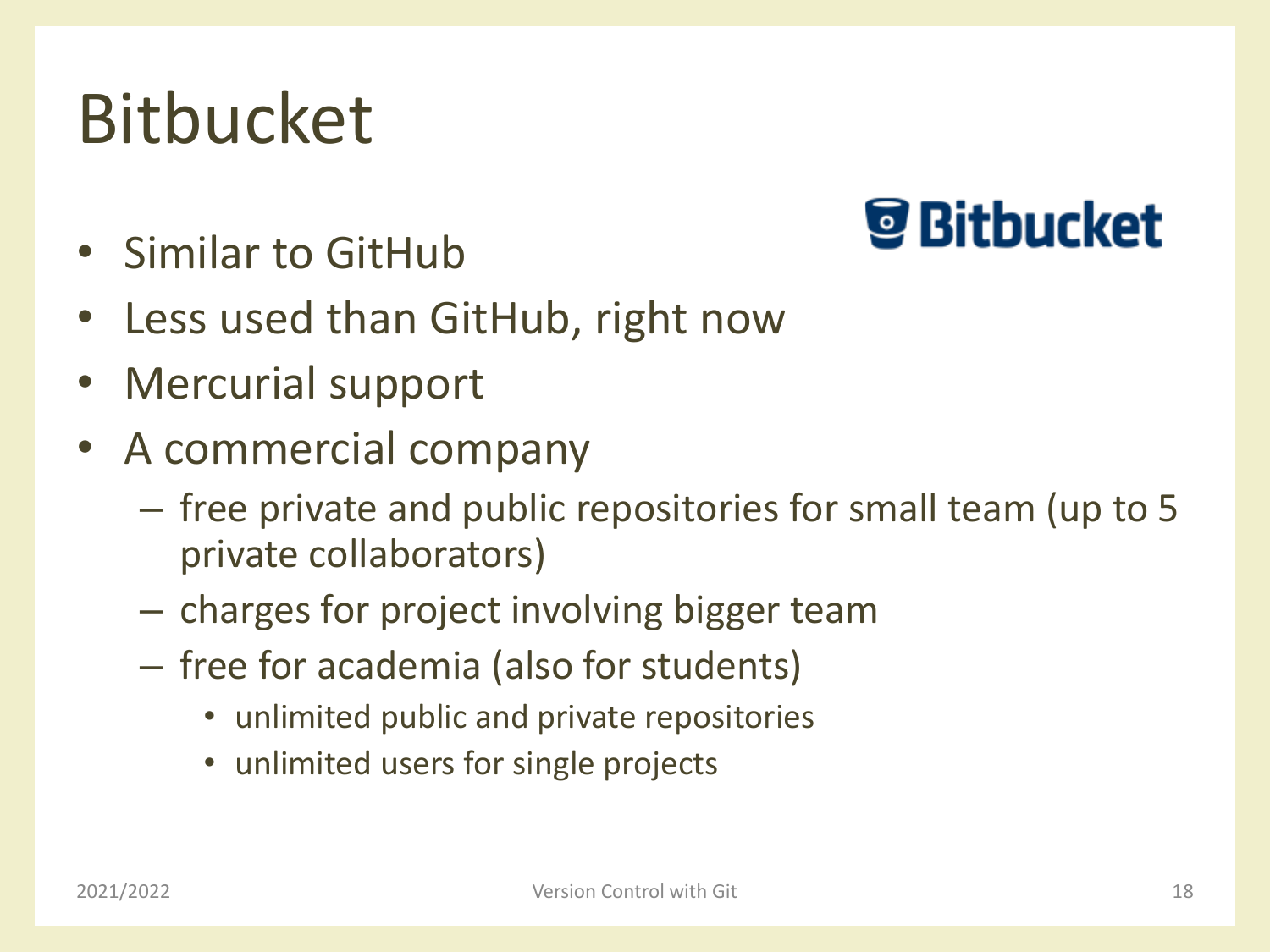# Bitbucket

- Similar to GitHub
- Less used than GitHub, right now
- Mercurial support
- A commercial company
  - free private and public repositories for small team (up to 5 private collaborators)
  - charges for project involving bigger team
  - free for academia (also for students)
    - unlimited public and private repositories
    - unlimited users for single projects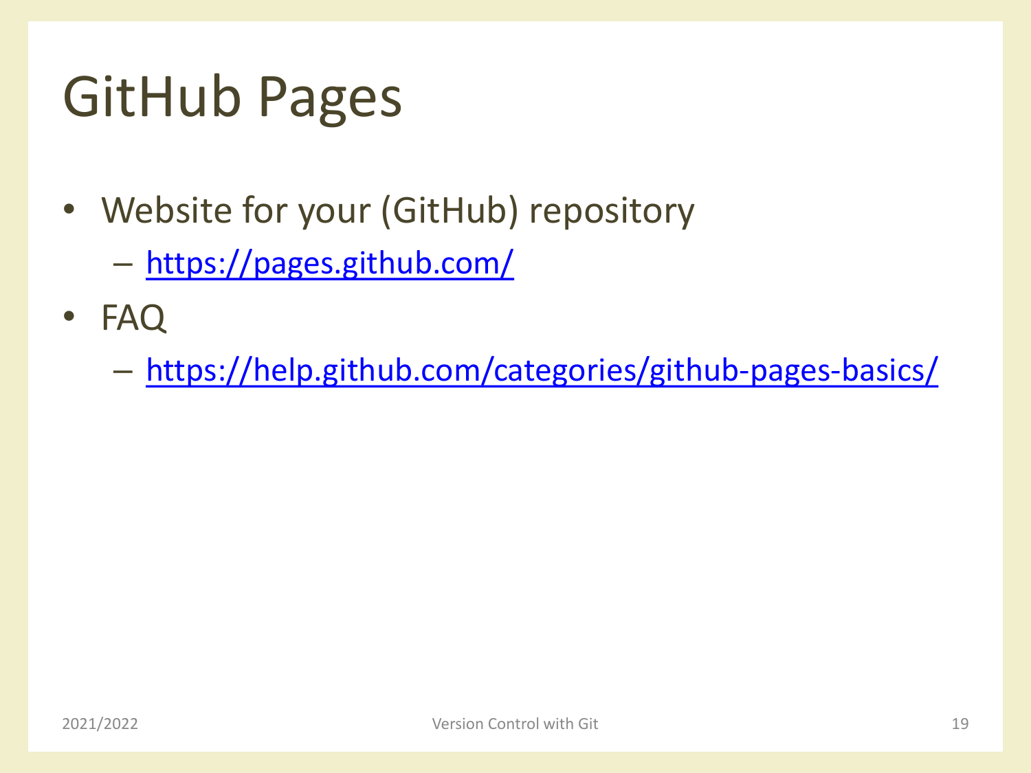# GitHub Pages

- Website for your (GitHub) repository
  - https://pages.github.com/
- FAQ
  - https://help.github.com/categories/github-pages-basics/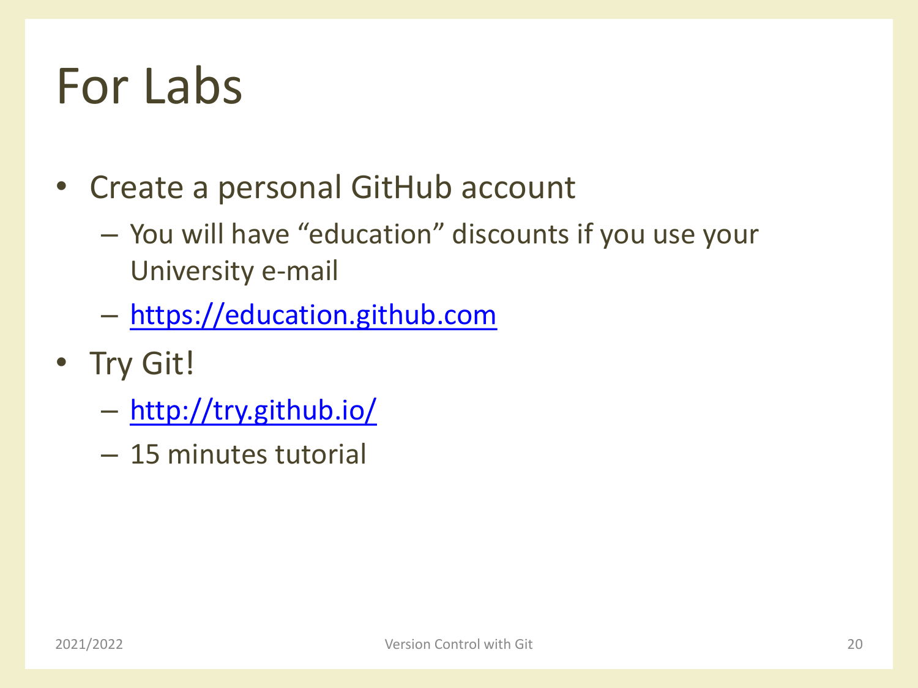# For Labs

- Create a personal GitHub account
  - You will have “education” discounts if you use your University e-mail
  - https://education.github.com
- Try Git!
  - http://try.github.io/
  - 15 minutes tutorial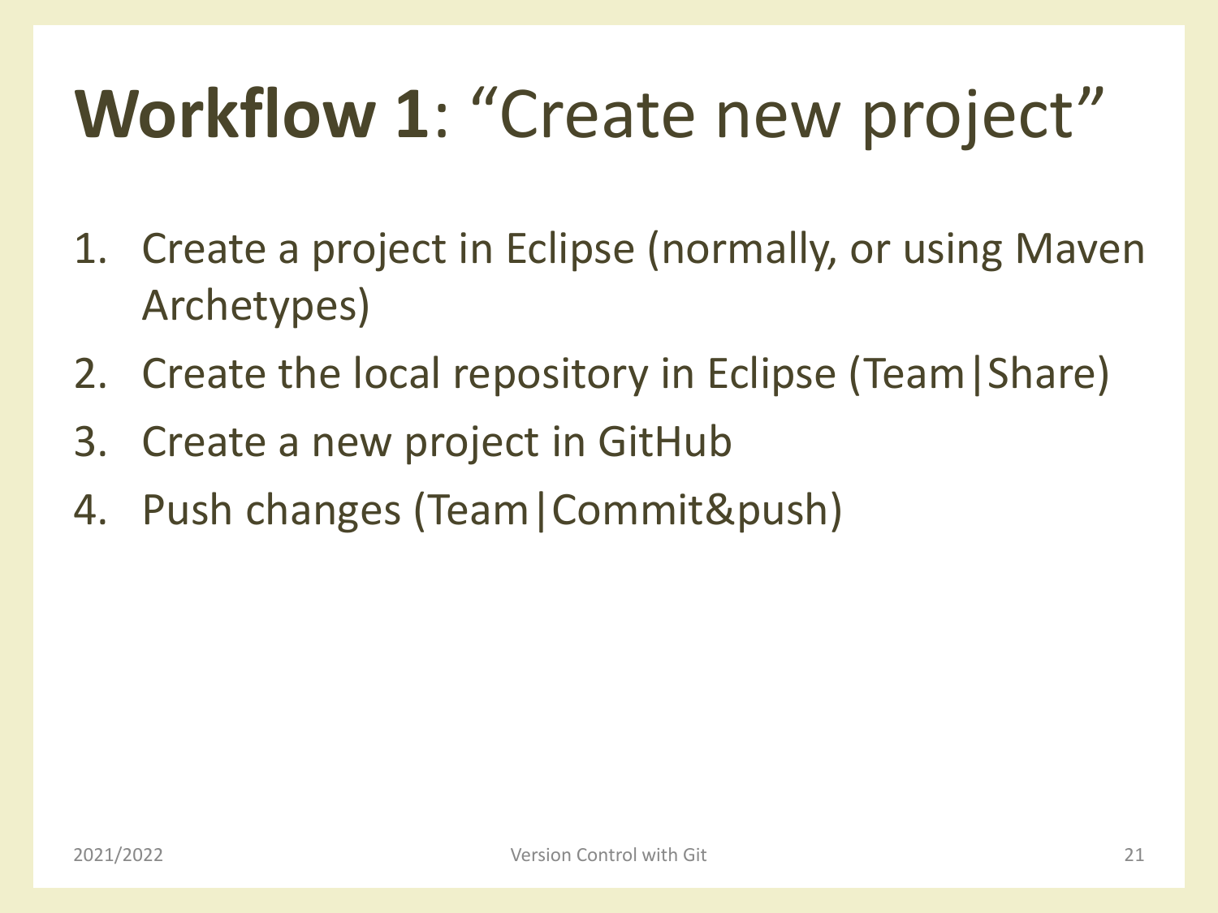# **Workflow 1**: "Create new project"

1. Create a project in Eclipse (normally, or using Maven Archetypes)
2. Create the local repository in Eclipse (Team|Share)
3. Create a new project in GitHub
4. Push changes (Team|Commit&push)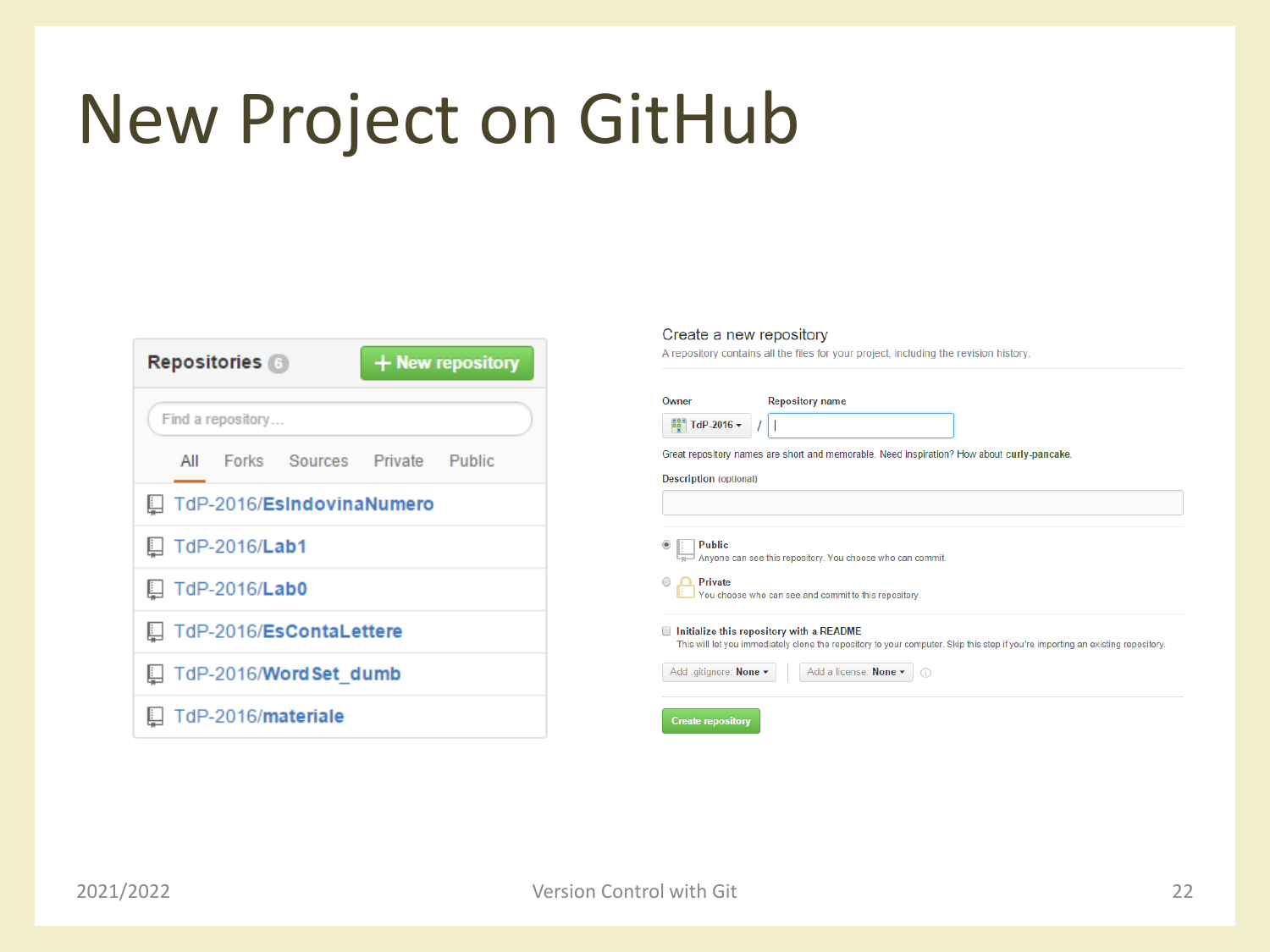# New Project on GitHub

**Repositories** 6 | **+ New repository**

Find a repository…

All | Forks | Sources | Private | Public

- TdP-2016/**EsIndovinaNumero**
- TdP-2016/**Lab1**
- TdP-2016/**Lab0**
- TdP-2016/**EsContaLettere**
- TdP-2016/**WordSet_dumb**
- TdP-2016/**materiale**

## Create a new repository

A repository contains all the files for your project, including the revision history.

**Owner** TdP-2016 / **Repository name**

Great repository names are short and memorable. Need inspiration? How about **curly-pancake**.

**Description** (optional)

- **Public** — Anyone can see this repository. You choose who can commit.
- **Private** — You choose who can see and commit to this repository.

**Initialize this repository with a README**
This will let you immediately clone the repository to your computer. Skip this step if you're importing an existing repository.

Add .gitignore: **None** | Add a license: **None**

**Create repository**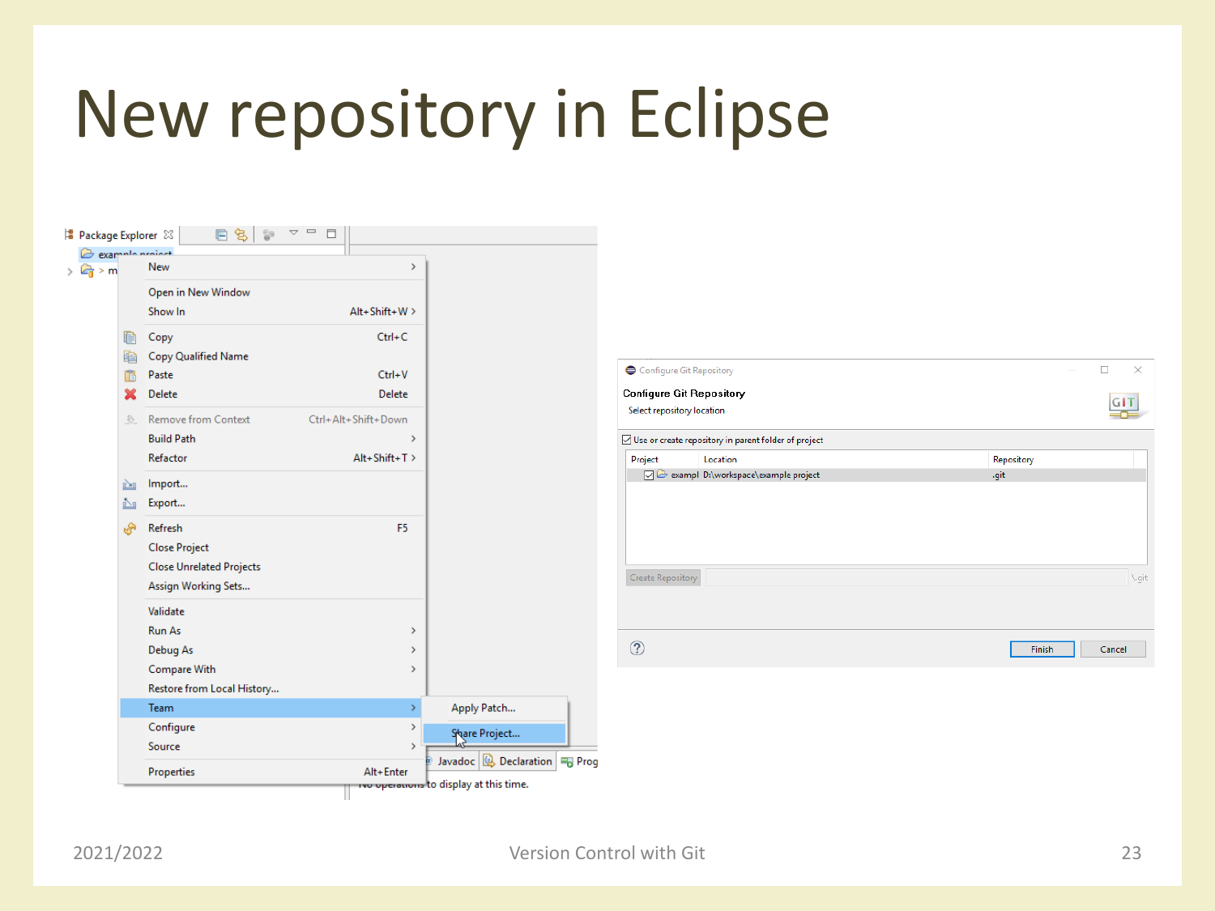# New repository in Eclipse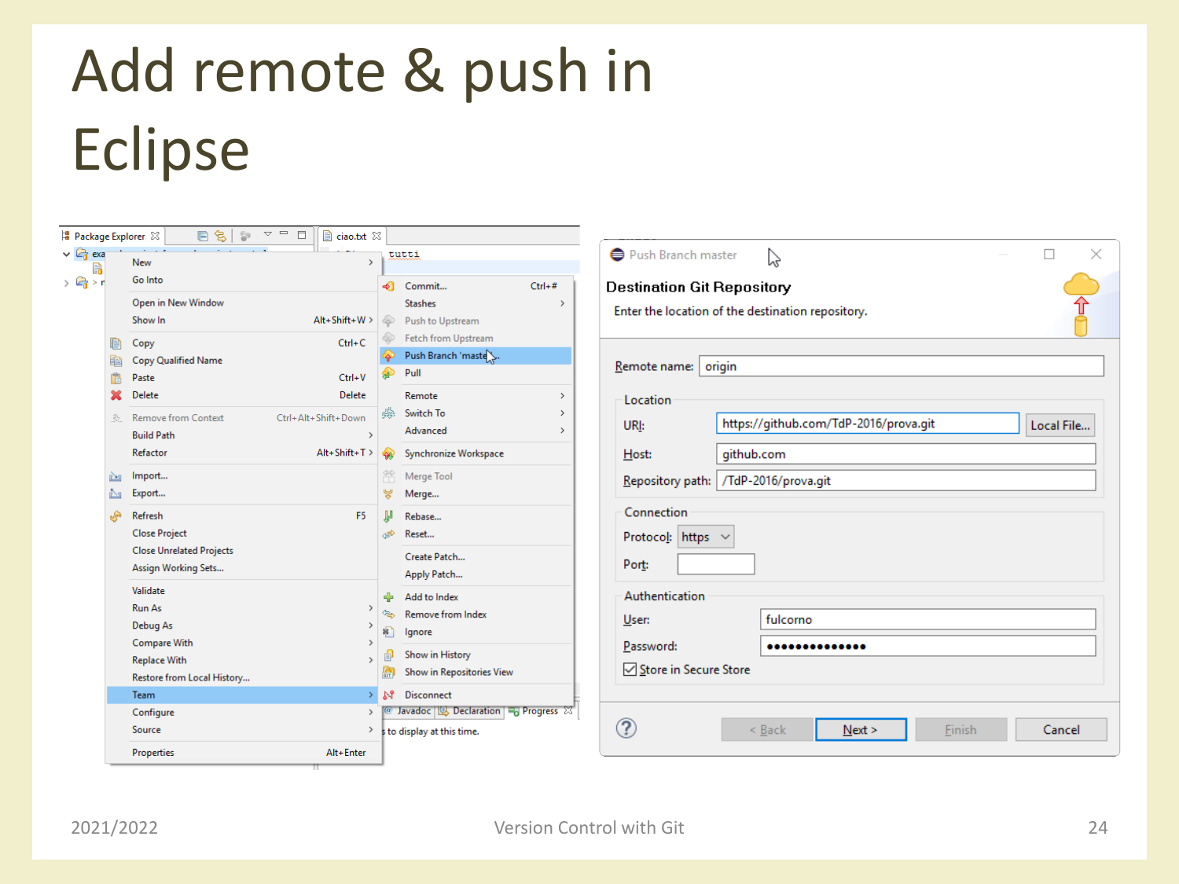# Add remote & push in Eclipse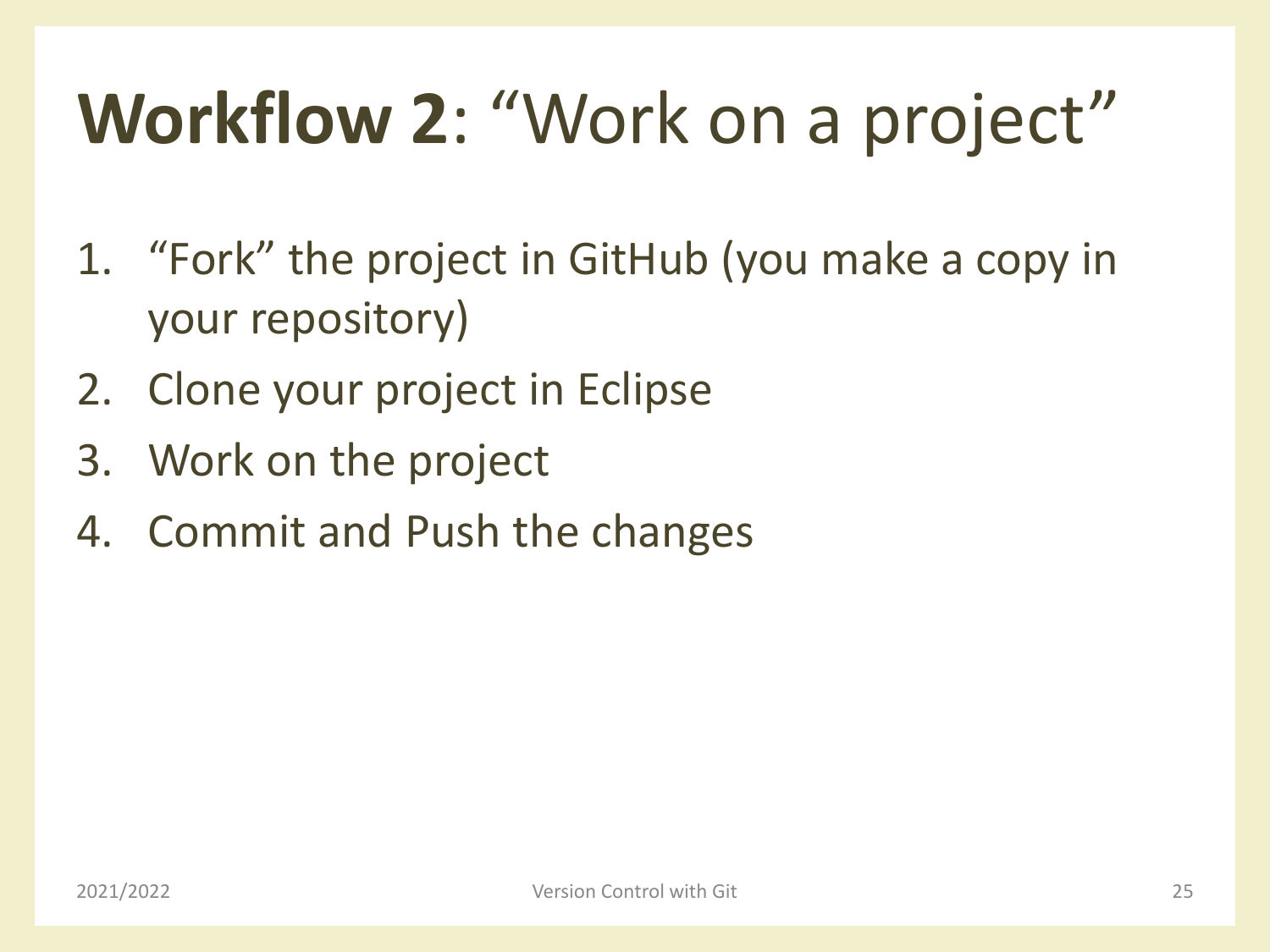# **Workflow 2**: "Work on a project"

1. "Fork" the project in GitHub (you make a copy in your repository)
2. Clone your project in Eclipse
3. Work on the project
4. Commit and Push the changes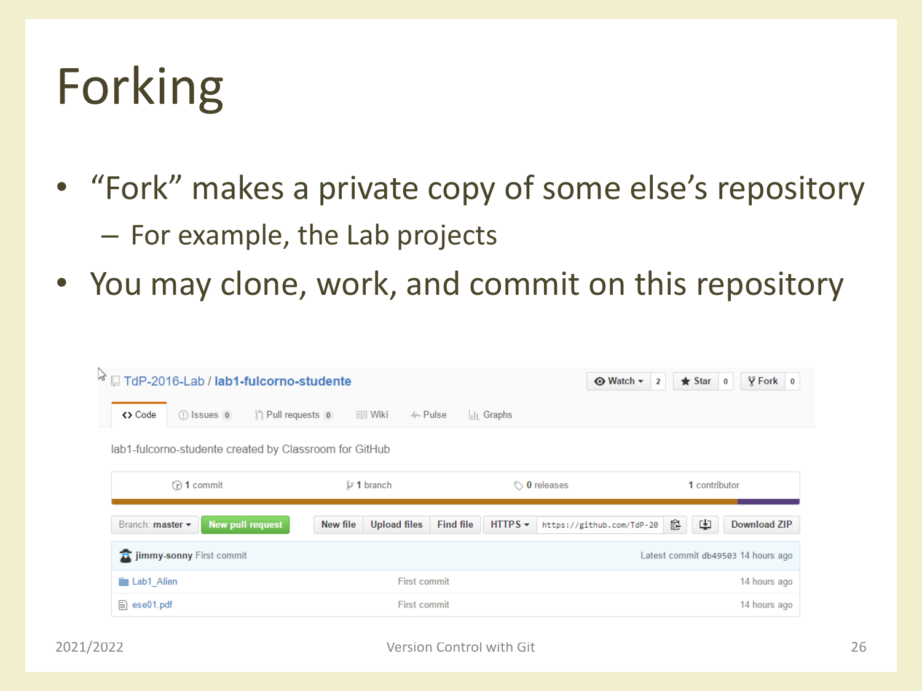# Forking

- "Fork" makes a private copy of some else's repository
  - For example, the Lab projects
- You may clone, work, and commit on this repository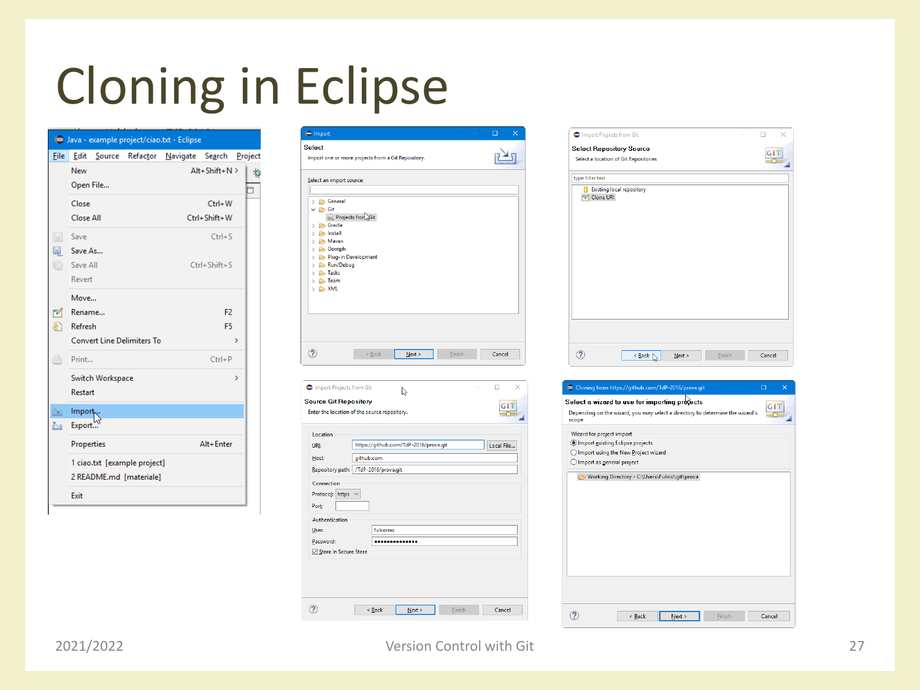# Cloning in Eclipse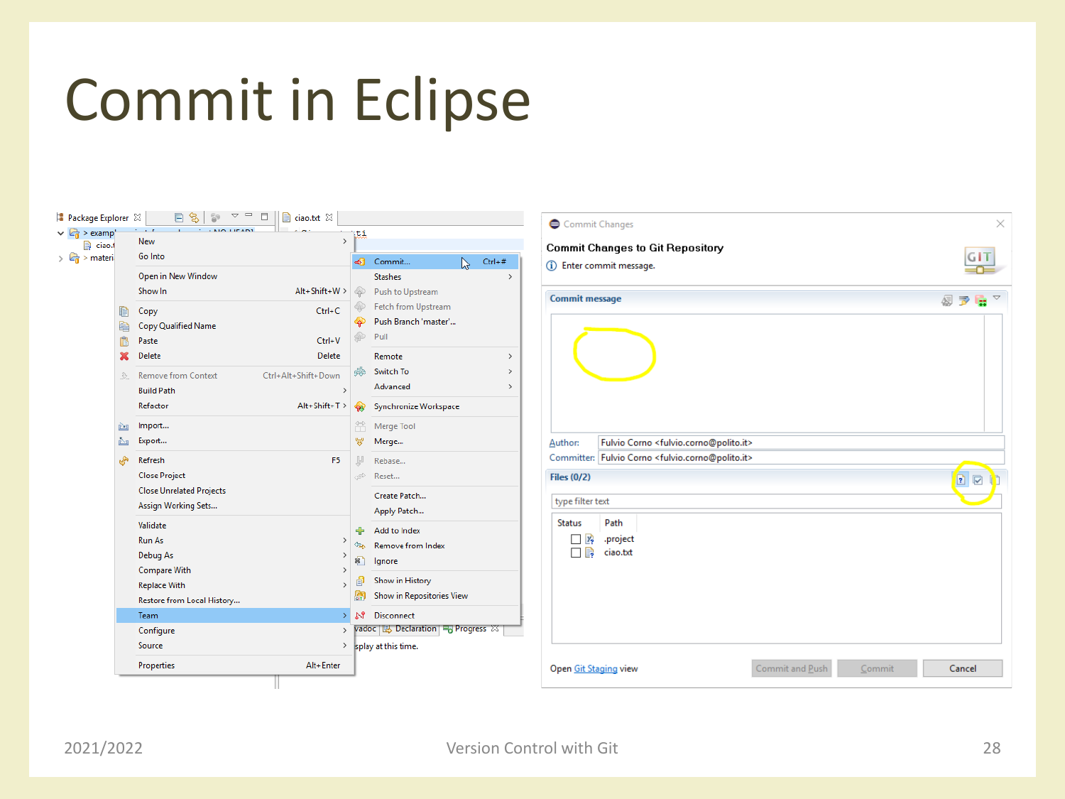# Commit in Eclipse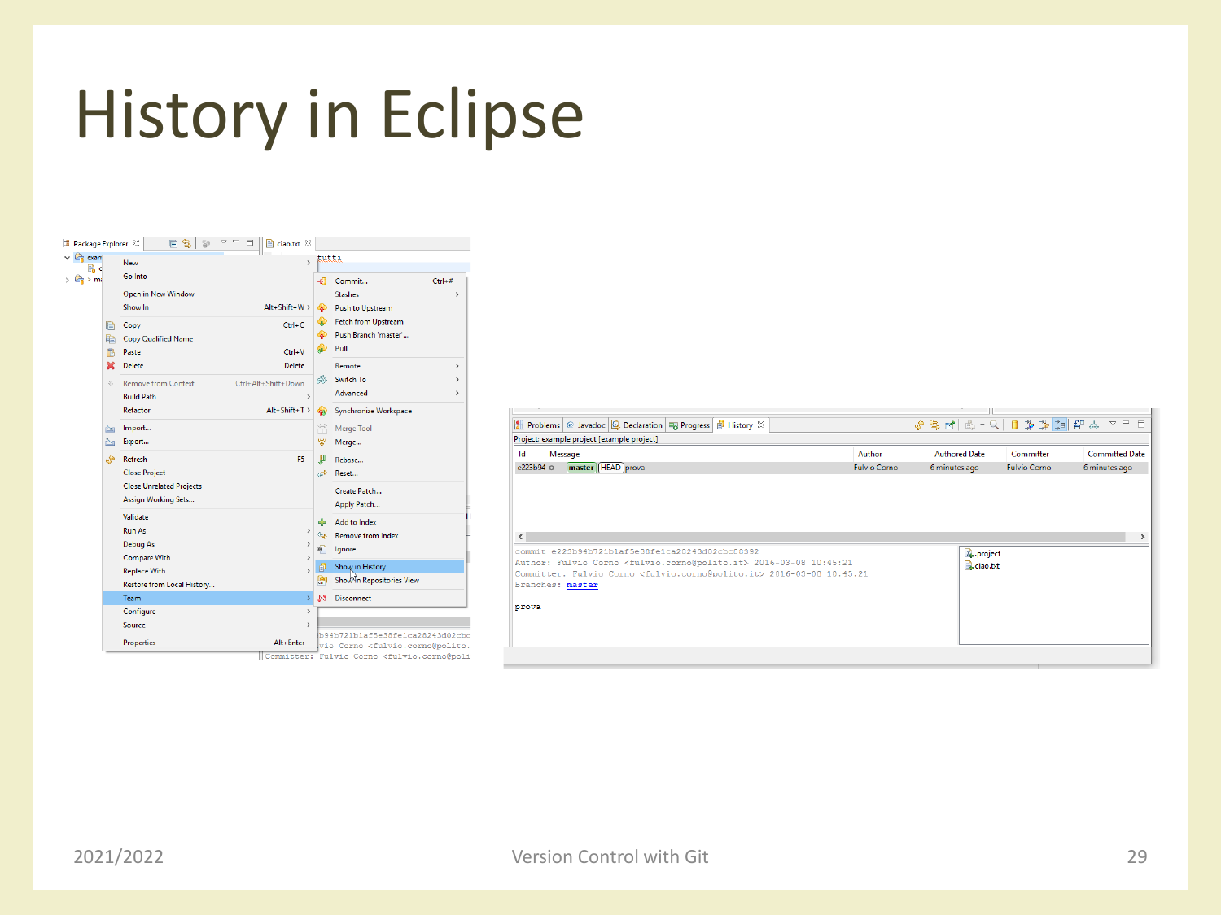# History in Eclipse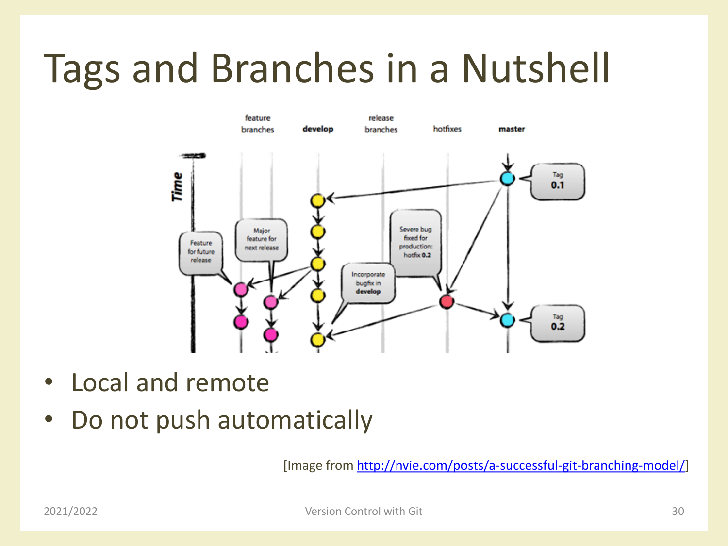# Tags and Branches in a Nutshell

- Local and remote
- Do not push automatically

[Image from http://nvie.com/posts/a-successful-git-branching-model/]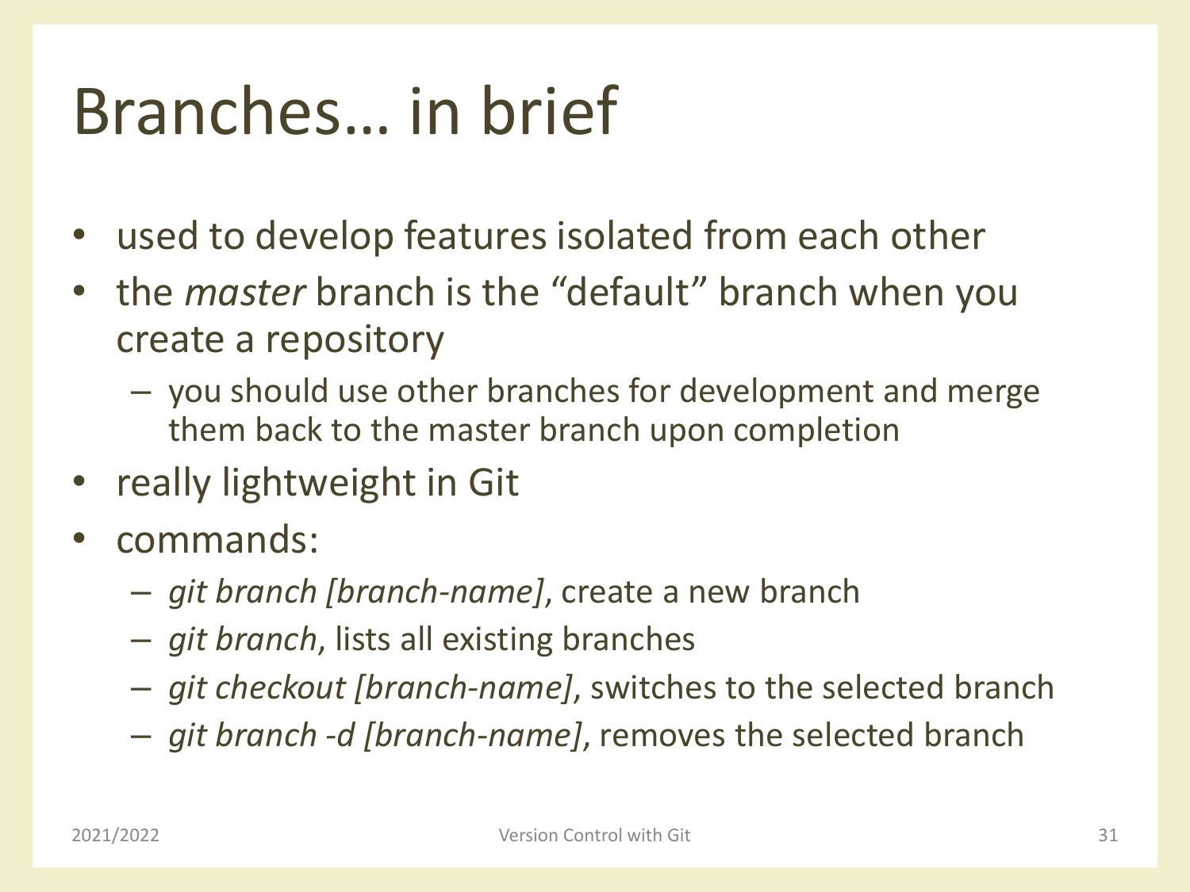# Branches… in brief

- used to develop features isolated from each other
- the *master* branch is the "default" branch when you create a repository
  - you should use other branches for development and merge them back to the master branch upon completion
- really lightweight in Git
- commands:
  - *git branch [branch-name]*, create a new branch
  - *git branch*, lists all existing branches
  - *git checkout [branch-name]*, switches to the selected branch
  - *git branch -d [branch-name]*, removes the selected branch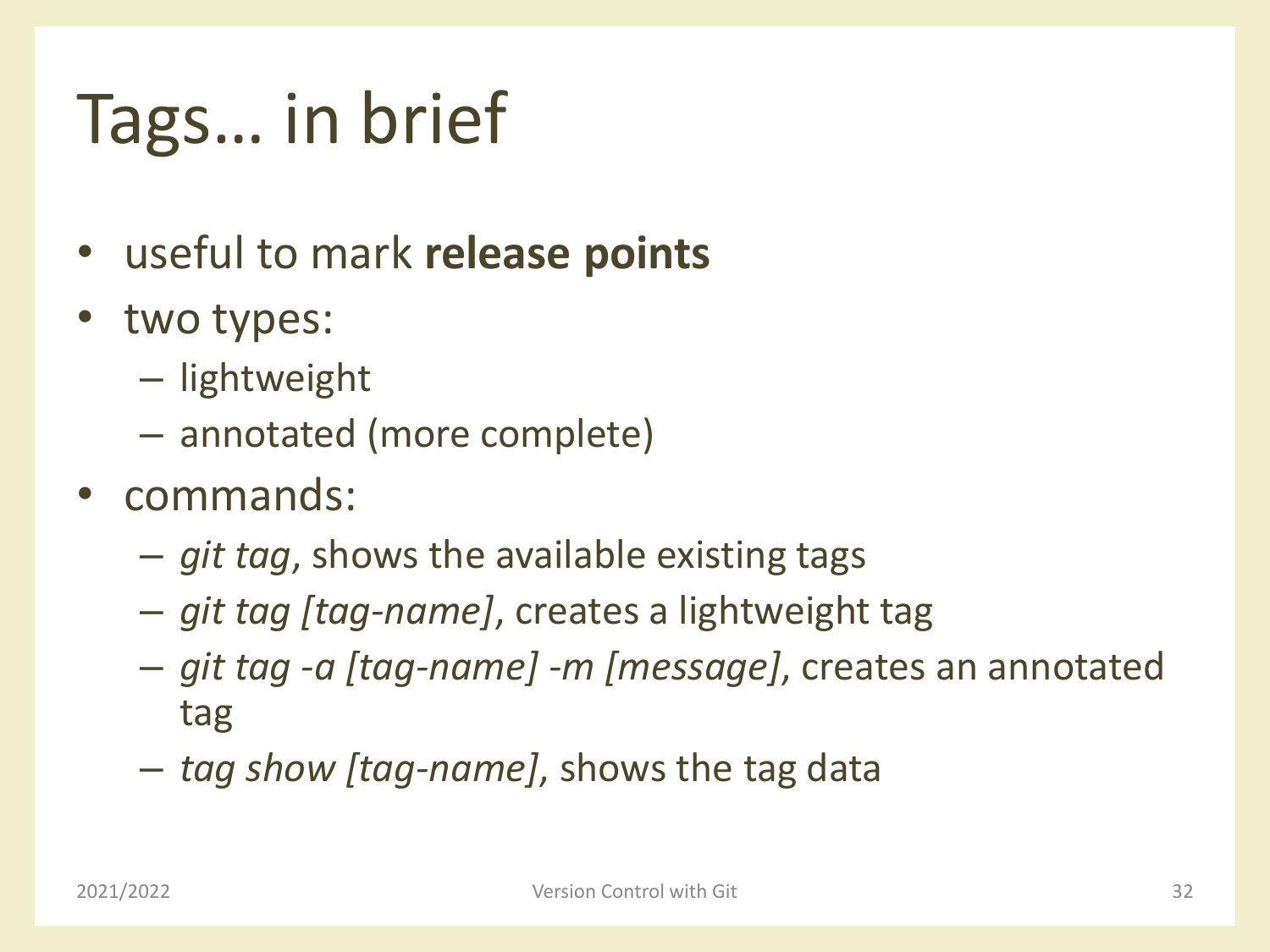# Tags… in brief

- useful to mark **release points**
- two types:
  - lightweight
  - annotated (more complete)
- commands:
  - *git tag*, shows the available existing tags
  - *git tag [tag-name]*, creates a lightweight tag
  - *git tag -a [tag-name] -m [message]*, creates an annotated tag
  - *tag show [tag-name]*, shows the tag data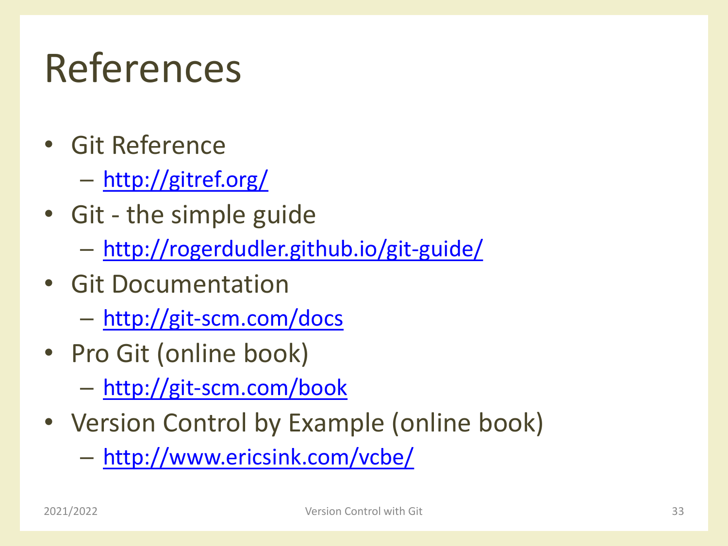# References

- Git Reference
  - http://gitref.org/
- Git - the simple guide
  - http://rogerdudler.github.io/git-guide/
- Git Documentation
  - http://git-scm.com/docs
- Pro Git (online book)
  - http://git-scm.com/book
- Version Control by Example (online book)
  - http://www.ericsink.com/vcbe/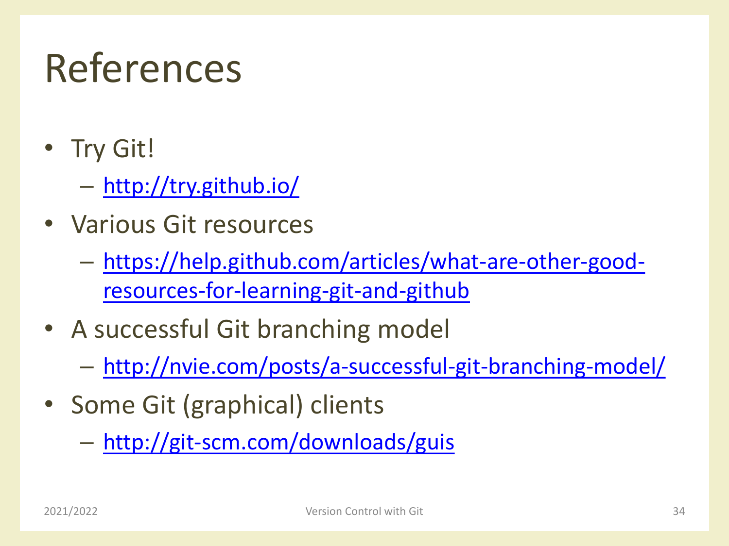# References

- Try Git!
  - http://try.github.io/
- Various Git resources
  - https://help.github.com/articles/what-are-other-good-resources-for-learning-git-and-github
- A successful Git branching model
  - http://nvie.com/posts/a-successful-git-branching-model/
- Some Git (graphical) clients
  - http://git-scm.com/downloads/guis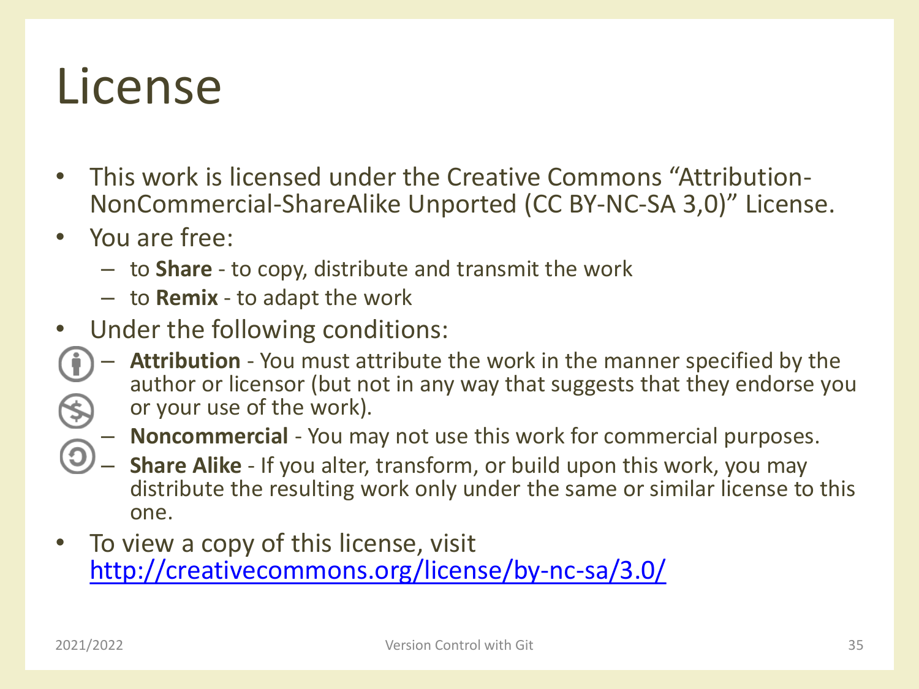# License

- This work is licensed under the Creative Commons “Attribution-NonCommercial-ShareAlike Unported (CC BY-NC-SA 3,0)” License.
- You are free:
  - to **Share** - to copy, distribute and transmit the work
  - to **Remix** - to adapt the work
- Under the following conditions:
  - **Attribution** - You must attribute the work in the manner specified by the author or licensor (but not in any way that suggests that they endorse you or your use of the work).
  - **Noncommercial** - You may not use this work for commercial purposes.
  - **Share Alike** - If you alter, transform, or build upon this work, you may distribute the resulting work only under the same or similar license to this one.
- To view a copy of this license, visit [http://creativecommons.org/license/by-nc-sa/3.0/](http://creativecommons.org/license/by-nc-sa/3.0/)